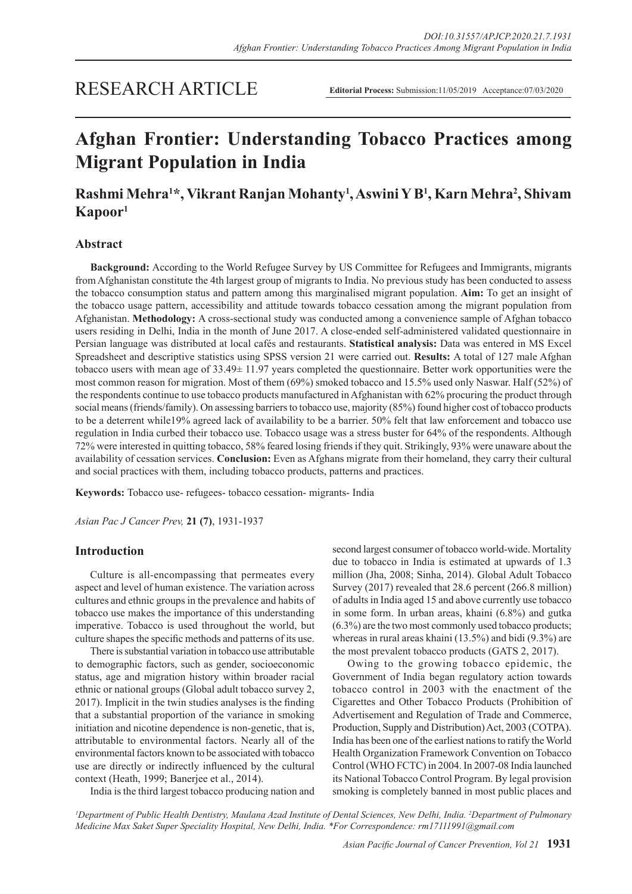RESEARCH ARTICLE

**Editorial Process:** Submission:11/05/2019 Acceptance:07/03/2020

# Afghan Frontier: Understanding Tobacco Practices among Migrant Population in India

**Rashmi Mehra[1]*, Vikrant Ranjan Mohanty[1], Aswini Y B[1], Karn Mehra[2], Shivam Kapoor[1]**

## Abstract

**Background:** According to the World Refugee Survey by US Committee for Refugees and Immigrants, migrants from Afghanistan constitute the 4th largest group of migrants to India. No previous study has been conducted to assess the tobacco consumption status and pattern among this marginalised migrant population. **Aim:** To get an insight of the tobacco usage pattern, accessibility and attitude towards tobacco cessation among the migrant population from Afghanistan. **Methodology:** A cross-sectional study was conducted among a convenience sample of Afghan tobacco users residing in Delhi, India in the month of June 2017. A close-ended self-administered validated questionnaire in Persian language was distributed at local cafés and restaurants. **Statistical analysis:** Data was entered in MS Excel Spreadsheet and descriptive statistics using SPSS version 21 were carried out. **Results:** A total of 127 male Afghan tobacco users with mean age of 33.49± 11.97 years completed the questionnaire. Better work opportunities were the most common reason for migration. Most of them (69%) smoked tobacco and 15.5% used only Naswar. Half (52%) of the respondents continue to use tobacco products manufactured in Afghanistan with 62% procuring the product through social means (friends/family). On assessing barriers to tobacco use, majority (85%) found higher cost of tobacco products to be a deterrent while19% agreed lack of availability to be a barrier. 50% felt that law enforcement and tobacco use regulation in India curbed their tobacco use. Tobacco usage was a stress buster for 64% of the respondents. Although 72% were interested in quitting tobacco, 58% feared losing friends if they quit. Strikingly, 93% were unaware about the availability of cessation services. **Conclusion:** Even as Afghans migrate from their homeland, they carry their cultural and social practices with them, including tobacco products, patterns and practices.

**Keywords:** Tobacco use- refugees- tobacco cessation- migrants- India

*Asian Pac J Cancer Prev,* **21 (7)**, 1931-1937

## Introduction

Culture is all-encompassing that permeates every aspect and level of human existence. The variation across cultures and ethnic groups in the prevalence and habits of tobacco use makes the importance of this understanding imperative. Tobacco is used throughout the world, but culture shapes the specific methods and patterns of its use.

There is substantial variation in tobacco use attributable to demographic factors, such as gender, socioeconomic status, age and migration history within broader racial ethnic or national groups (Global adult tobacco survey 2, 2017). Implicit in the twin studies analyses is the finding that a substantial proportion of the variance in smoking initiation and nicotine dependence is non-genetic, that is, attributable to environmental factors. Nearly all of the environmental factors known to be associated with tobacco use are directly or indirectly influenced by the cultural context (Heath, 1999; Banerjee et al., 2014).

India is the third largest tobacco producing nation and second largest consumer of tobacco world-wide. Mortality due to tobacco in India is estimated at upwards of 1.3 million (Jha, 2008; Sinha, 2014). Global Adult Tobacco Survey (2017) revealed that 28.6 percent (266.8 million) of adults in India aged 15 and above currently use tobacco in some form. In urban areas, khaini (6.8%) and gutka (6.3%) are the two most commonly used tobacco products; whereas in rural areas khaini (13.5%) and bidi (9.3%) are the most prevalent tobacco products (GATS 2, 2017).

Owing to the growing tobacco epidemic, the Government of India began regulatory action towards tobacco control in 2003 with the enactment of the Cigarettes and Other Tobacco Products (Prohibition of Advertisement and Regulation of Trade and Commerce, Production, Supply and Distribution) Act, 2003 (COTPA). India has been one of the earliest nations to ratify the World Health Organization Framework Convention on Tobacco Control (WHO FCTC) in 2004. In 2007-08 India launched its National Tobacco Control Program. By legal provision smoking is completely banned in most public places and

[1]Department of Public Health Dentistry, Maulana Azad Institute of Dental Sciences, New Delhi, India. [2]Department of Pulmonary Medicine Max Saket Super Speciality Hospital, New Delhi, India. *For Correspondence: rm17111991@gmail.com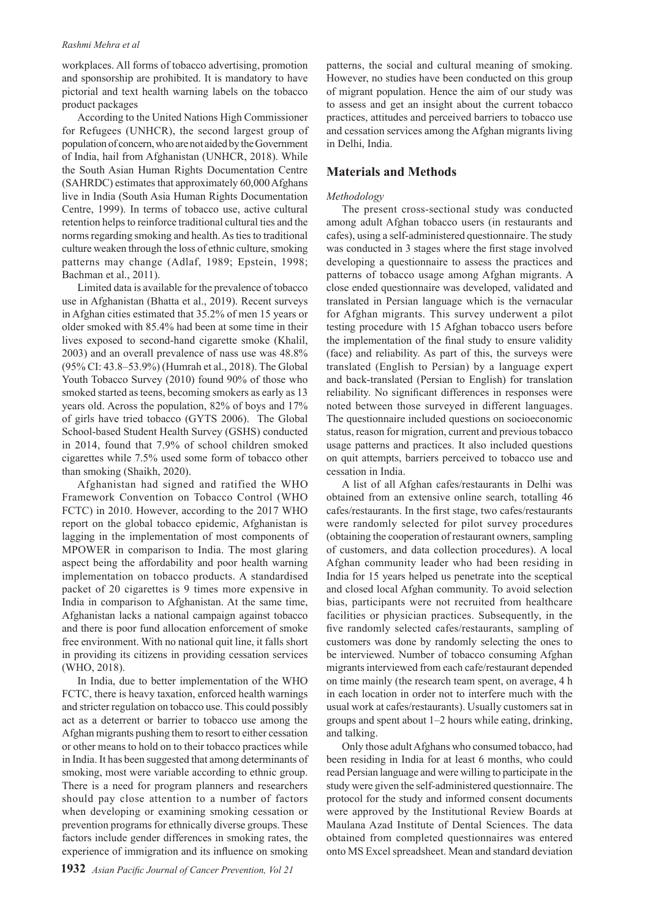workplaces. All forms of tobacco advertising, promotion and sponsorship are prohibited. It is mandatory to have pictorial and text health warning labels on the tobacco product packages

According to the United Nations High Commissioner for Refugees (UNHCR), the second largest group of population of concern, who are not aided by the Government of India, hail from Afghanistan (UNHCR, 2018). While the South Asian Human Rights Documentation Centre (SAHRDC) estimates that approximately 60,000 Afghans live in India (South Asia Human Rights Documentation Centre, 1999). In terms of tobacco use, active cultural retention helps to reinforce traditional cultural ties and the norms regarding smoking and health. As ties to traditional culture weaken through the loss of ethnic culture, smoking patterns may change (Adlaf, 1989; Epstein, 1998; Bachman et al., 2011).

Limited data is available for the prevalence of tobacco use in Afghanistan (Bhatta et al., 2019). Recent surveys in Afghan cities estimated that 35.2% of men 15 years or older smoked with 85.4% had been at some time in their lives exposed to second-hand cigarette smoke (Khalil, 2003) and an overall prevalence of nass use was 48.8% (95% CI: 43.8–53.9%) (Humrah et al., 2018). The Global Youth Tobacco Survey (2010) found 90% of those who smoked started as teens, becoming smokers as early as 13 years old. Across the population, 82% of boys and 17% of girls have tried tobacco (GYTS 2006). The Global School-based Student Health Survey (GSHS) conducted in 2014, found that 7.9% of school children smoked cigarettes while 7.5% used some form of tobacco other than smoking (Shaikh, 2020).

Afghanistan had signed and ratified the WHO Framework Convention on Tobacco Control (WHO FCTC) in 2010. However, according to the 2017 WHO report on the global tobacco epidemic, Afghanistan is lagging in the implementation of most components of MPOWER in comparison to India. The most glaring aspect being the affordability and poor health warning implementation on tobacco products. A standardised packet of 20 cigarettes is 9 times more expensive in India in comparison to Afghanistan. At the same time, Afghanistan lacks a national campaign against tobacco and there is poor fund allocation enforcement of smoke free environment. With no national quit line, it falls short in providing its citizens in providing cessation services (WHO, 2018).

In India, due to better implementation of the WHO FCTC, there is heavy taxation, enforced health warnings and stricter regulation on tobacco use. This could possibly act as a deterrent or barrier to tobacco use among the Afghan migrants pushing them to resort to either cessation or other means to hold on to their tobacco practices while in India. It has been suggested that among determinants of smoking, most were variable according to ethnic group. There is a need for program planners and researchers should pay close attention to a number of factors when developing or examining smoking cessation or prevention programs for ethnically diverse groups. These factors include gender differences in smoking rates, the experience of immigration and its influence on smoking patterns, the social and cultural meaning of smoking. However, no studies have been conducted on this group of migrant population. Hence the aim of our study was to assess and get an insight about the current tobacco practices, attitudes and perceived barriers to tobacco use and cessation services among the Afghan migrants living in Delhi, India.

## Materials and Methods

*Methodology*

The present cross-sectional study was conducted among adult Afghan tobacco users (in restaurants and cafes), using a self-administered questionnaire. The study was conducted in 3 stages where the first stage involved developing a questionnaire to assess the practices and patterns of tobacco usage among Afghan migrants. A close ended questionnaire was developed, validated and translated in Persian language which is the vernacular for Afghan migrants. This survey underwent a pilot testing procedure with 15 Afghan tobacco users before the implementation of the final study to ensure validity (face) and reliability. As part of this, the surveys were translated (English to Persian) by a language expert and back-translated (Persian to English) for translation reliability. No significant differences in responses were noted between those surveyed in different languages. The questionnaire included questions on socioeconomic status, reason for migration, current and previous tobacco usage patterns and practices. It also included questions on quit attempts, barriers perceived to tobacco use and cessation in India.

A list of all Afghan cafes/restaurants in Delhi was obtained from an extensive online search, totalling 46 cafes/restaurants. In the first stage, two cafes/restaurants were randomly selected for pilot survey procedures (obtaining the cooperation of restaurant owners, sampling of customers, and data collection procedures). A local Afghan community leader who had been residing in India for 15 years helped us penetrate into the sceptical and closed local Afghan community. To avoid selection bias, participants were not recruited from healthcare facilities or physician practices. Subsequently, in the five randomly selected cafes/restaurants, sampling of customers was done by randomly selecting the ones to be interviewed. Number of tobacco consuming Afghan migrants interviewed from each cafe/restaurant depended on time mainly (the research team spent, on average, 4 h in each location in order not to interfere much with the usual work at cafes/restaurants). Usually customers sat in groups and spent about 1–2 hours while eating, drinking, and talking.

Only those adult Afghans who consumed tobacco, had been residing in India for at least 6 months, who could read Persian language and were willing to participate in the study were given the self-administered questionnaire. The protocol for the study and informed consent documents were approved by the Institutional Review Boards at Maulana Azad Institute of Dental Sciences. The data obtained from completed questionnaires was entered onto MS Excel spreadsheet. Mean and standard deviation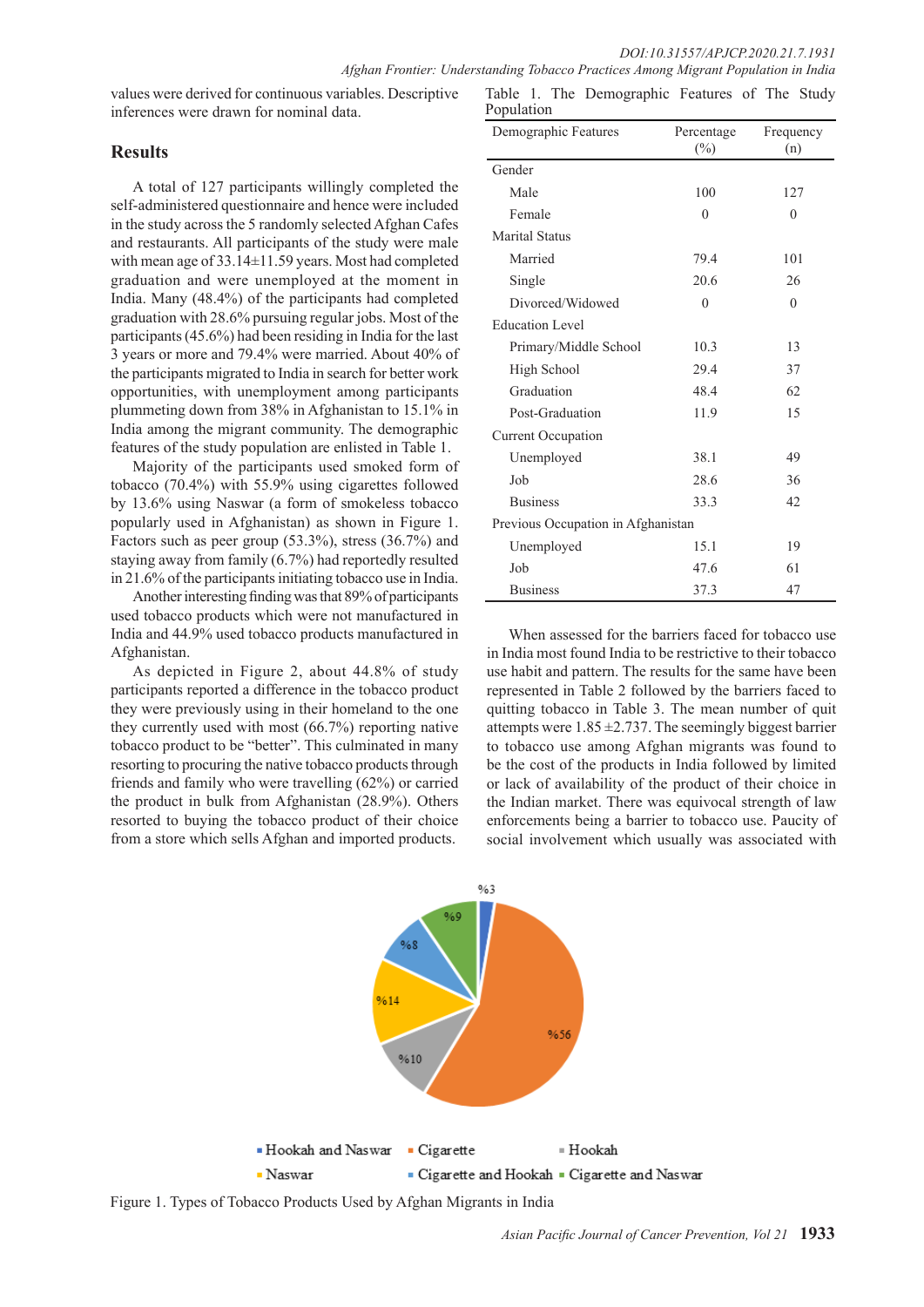values were derived for continuous variables. Descriptive inferences were drawn for nominal data.

## Results

A total of 127 participants willingly completed the self-administered questionnaire and hence were included in the study across the 5 randomly selected Afghan Cafes and restaurants. All participants of the study were male with mean age of 33.14±11.59 years. Most had completed graduation and were unemployed at the moment in India. Many (48.4%) of the participants had completed graduation with 28.6% pursuing regular jobs. Most of the participants (45.6%) had been residing in India for the last 3 years or more and 79.4% were married. About 40% of the participants migrated to India in search for better work opportunities, with unemployment among participants plummeting down from 38% in Afghanistan to 15.1% in India among the migrant community. The demographic features of the study population are enlisted in Table 1.

Majority of the participants used smoked form of tobacco (70.4%) with 55.9% using cigarettes followed by 13.6% using Naswar (a form of smokeless tobacco popularly used in Afghanistan) as shown in Figure 1. Factors such as peer group (53.3%), stress (36.7%) and staying away from family (6.7%) had reportedly resulted in 21.6% of the participants initiating tobacco use in India.

Another interesting finding was that 89% of participants used tobacco products which were not manufactured in India and 44.9% used tobacco products manufactured in Afghanistan.

As depicted in Figure 2, about 44.8% of study participants reported a difference in the tobacco product they were previously using in their homeland to the one they currently used with most (66.7%) reporting native tobacco product to be "better". This culminated in many resorting to procuring the native tobacco products through friends and family who were travelling (62%) or carried the product in bulk from Afghanistan (28.9%). Others resorted to buying the tobacco product of their choice from a store which sells Afghan and imported products.

Table 1. The Demographic Features of The Study Population

| Demographic Features | Percentage (%) | Frequency (n) |
|---|---|---|
| Gender | | |
| Male | 100 | 127 |
| Female | 0 | 0 |
| Marital Status | | |
| Married | 79.4 | 101 |
| Single | 20.6 | 26 |
| Divorced/Widowed | 0 | 0 |
| Education Level | | |
| Primary/Middle School | 10.3 | 13 |
| High School | 29.4 | 37 |
| Graduation | 48.4 | 62 |
| Post-Graduation | 11.9 | 15 |
| Current Occupation | | |
| Unemployed | 38.1 | 49 |
| Job | 28.6 | 36 |
| Business | 33.3 | 42 |
| Previous Occupation in Afghanistan | | |
| Unemployed | 15.1 | 19 |
| Job | 47.6 | 61 |
| Business | 37.3 | 47 |

When assessed for the barriers faced for tobacco use in India most found India to be restrictive to their tobacco use habit and pattern. The results for the same have been represented in Table 2 followed by the barriers faced to quitting tobacco in Table 3. The mean number of quit attempts were 1.85 ±2.737. The seemingly biggest barrier to tobacco use among Afghan migrants was found to be the cost of the products in India followed by limited or lack of availability of the product of their choice in the Indian market. There was equivocal strength of law enforcements being a barrier to tobacco use. Paucity of social involvement which usually was associated with

Figure 1. Types of Tobacco Products Used by Afghan Migrants in India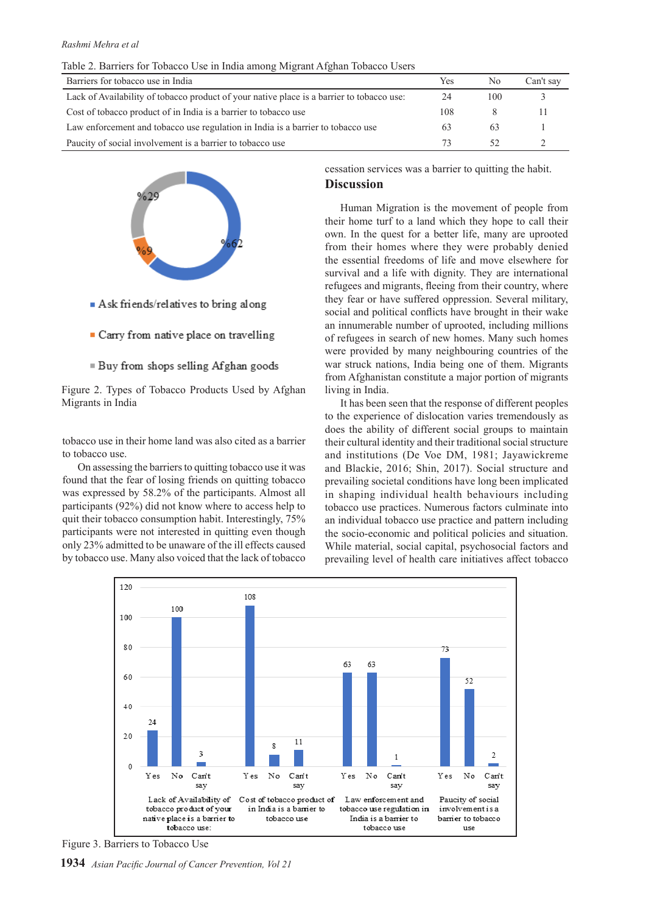Table 2. Barriers for Tobacco Use in India among Migrant Afghan Tobacco Users

| Barriers for tobacco use in India | Yes | No | Can't say |
|---|---|---|---|
| Lack of Availability of tobacco product of your native place is a barrier to tobacco use: | 24 | 100 | 3 |
| Cost of tobacco product of in India is a barrier to tobacco use | 108 | 8 | 11 |
| Law enforcement and tobacco use regulation in India is a barrier to tobacco use | 63 | 63 | 1 |
| Paucity of social involvement is a barrier to tobacco use | 73 | 52 | 2 |

Figure 2. Types of Tobacco Products Used by Afghan Migrants in India

tobacco use in their home land was also cited as a barrier to tobacco use.

On assessing the barriers to quitting tobacco use it was found that the fear of losing friends on quitting tobacco was expressed by 58.2% of the participants. Almost all participants (92%) did not know where to access help to quit their tobacco consumption habit. Interestingly, 75% participants were not interested in quitting even though only 23% admitted to be unaware of the ill effects caused by tobacco use. Many also voiced that the lack of tobacco cessation services was a barrier to quitting the habit.

## Discussion

Human Migration is the movement of people from their home turf to a land which they hope to call their own. In the quest for a better life, many are uprooted from their homes where they were probably denied the essential freedoms of life and move elsewhere for survival and a life with dignity. They are international refugees and migrants, fleeing from their country, where they fear or have suffered oppression. Several military, social and political conflicts have brought in their wake an innumerable number of uprooted, including millions of refugees in search of new homes. Many such homes were provided by many neighbouring countries of the war struck nations, India being one of them. Migrants from Afghanistan constitute a major portion of migrants living in India.

It has been seen that the response of different peoples to the experience of dislocation varies tremendously as does the ability of different social groups to maintain their cultural identity and their traditional social structure and institutions (De Voe DM, 1981; Jayawickreme and Blackie, 2016; Shin, 2017). Social structure and prevailing societal conditions have long been implicated in shaping individual health behaviours including tobacco use practices. Numerous factors culminate into an individual tobacco use practice and pattern including the socio-economic and political policies and situation. While material, social capital, psychosocial factors and prevailing level of health care initiatives affect tobacco

Figure 3. Barriers to Tobacco Use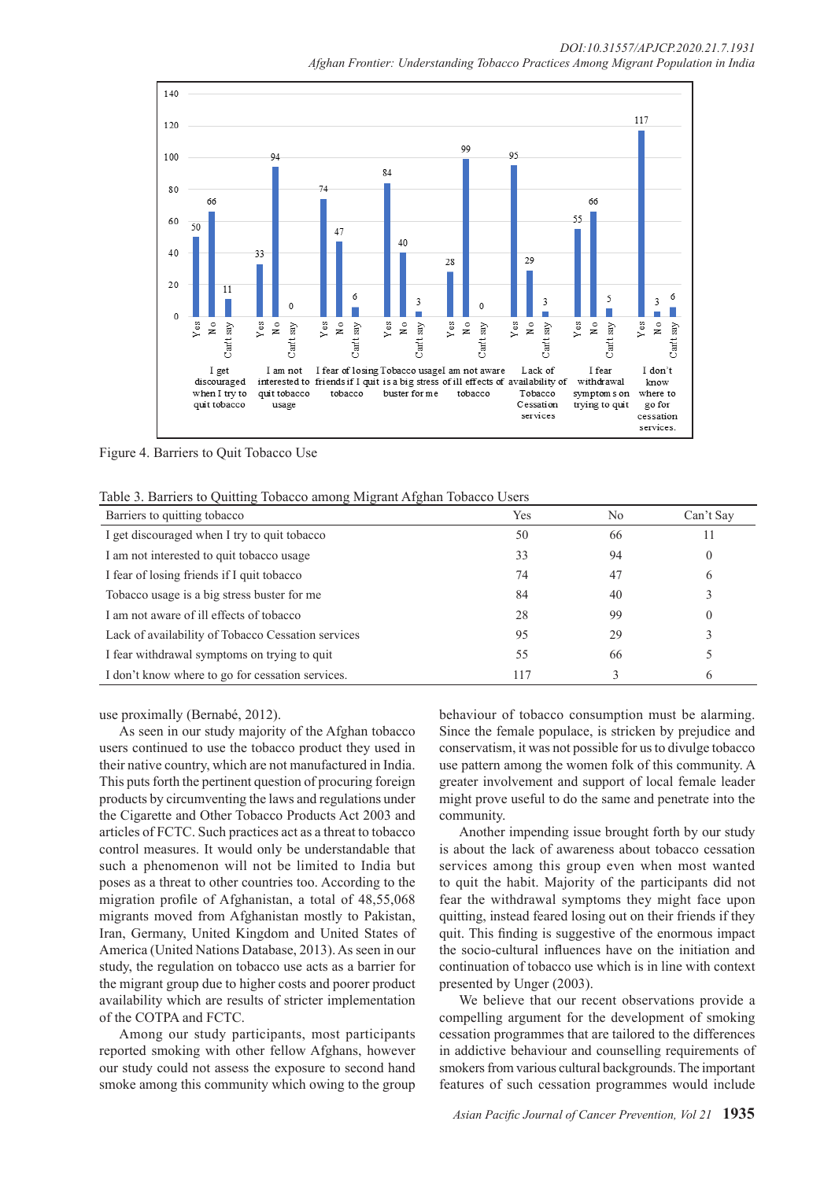Figure 4. Barriers to Quit Tobacco Use

Table 3. Barriers to Quitting Tobacco among Migrant Afghan Tobacco Users

| Barriers to quitting tobacco | Yes | No | Can't Say |
|---|---|---|---|
| I get discouraged when I try to quit tobacco | 50 | 66 | 11 |
| I am not interested to quit tobacco usage | 33 | 94 | 0 |
| I fear of losing friends if I quit tobacco | 74 | 47 | 6 |
| Tobacco usage is a big stress buster for me | 84 | 40 | 3 |
| I am not aware of ill effects of tobacco | 28 | 99 | 0 |
| Lack of availability of Tobacco Cessation services | 95 | 29 | 3 |
| I fear withdrawal symptoms on trying to quit | 55 | 66 | 5 |
| I don't know where to go for cessation services. | 117 | 3 | 6 |

use proximally (Bernabé, 2012).

As seen in our study majority of the Afghan tobacco users continued to use the tobacco product they used in their native country, which are not manufactured in India. This puts forth the pertinent question of procuring foreign products by circumventing the laws and regulations under the Cigarette and Other Tobacco Products Act 2003 and articles of FCTC. Such practices act as a threat to tobacco control measures. It would only be understandable that such a phenomenon will not be limited to India but poses as a threat to other countries too. According to the migration profile of Afghanistan, a total of 48,55,068 migrants moved from Afghanistan mostly to Pakistan, Iran, Germany, United Kingdom and United States of America (United Nations Database, 2013). As seen in our study, the regulation on tobacco use acts as a barrier for the migrant group due to higher costs and poorer product availability which are results of stricter implementation of the COTPA and FCTC.

Among our study participants, most participants reported smoking with other fellow Afghans, however our study could not assess the exposure to second hand smoke among this community which owing to the group behaviour of tobacco consumption must be alarming. Since the female populace, is stricken by prejudice and conservatism, it was not possible for us to divulge tobacco use pattern among the women folk of this community. A greater involvement and support of local female leader might prove useful to do the same and penetrate into the community.

Another impending issue brought forth by our study is about the lack of awareness about tobacco cessation services among this group even when most wanted to quit the habit. Majority of the participants did not fear the withdrawal symptoms they might face upon quitting, instead feared losing out on their friends if they quit. This finding is suggestive of the enormous impact the socio-cultural influences have on the initiation and continuation of tobacco use which is in line with context presented by Unger (2003).

We believe that our recent observations provide a compelling argument for the development of smoking cessation programmes that are tailored to the differences in addictive behaviour and counselling requirements of smokers from various cultural backgrounds. The important features of such cessation programmes would include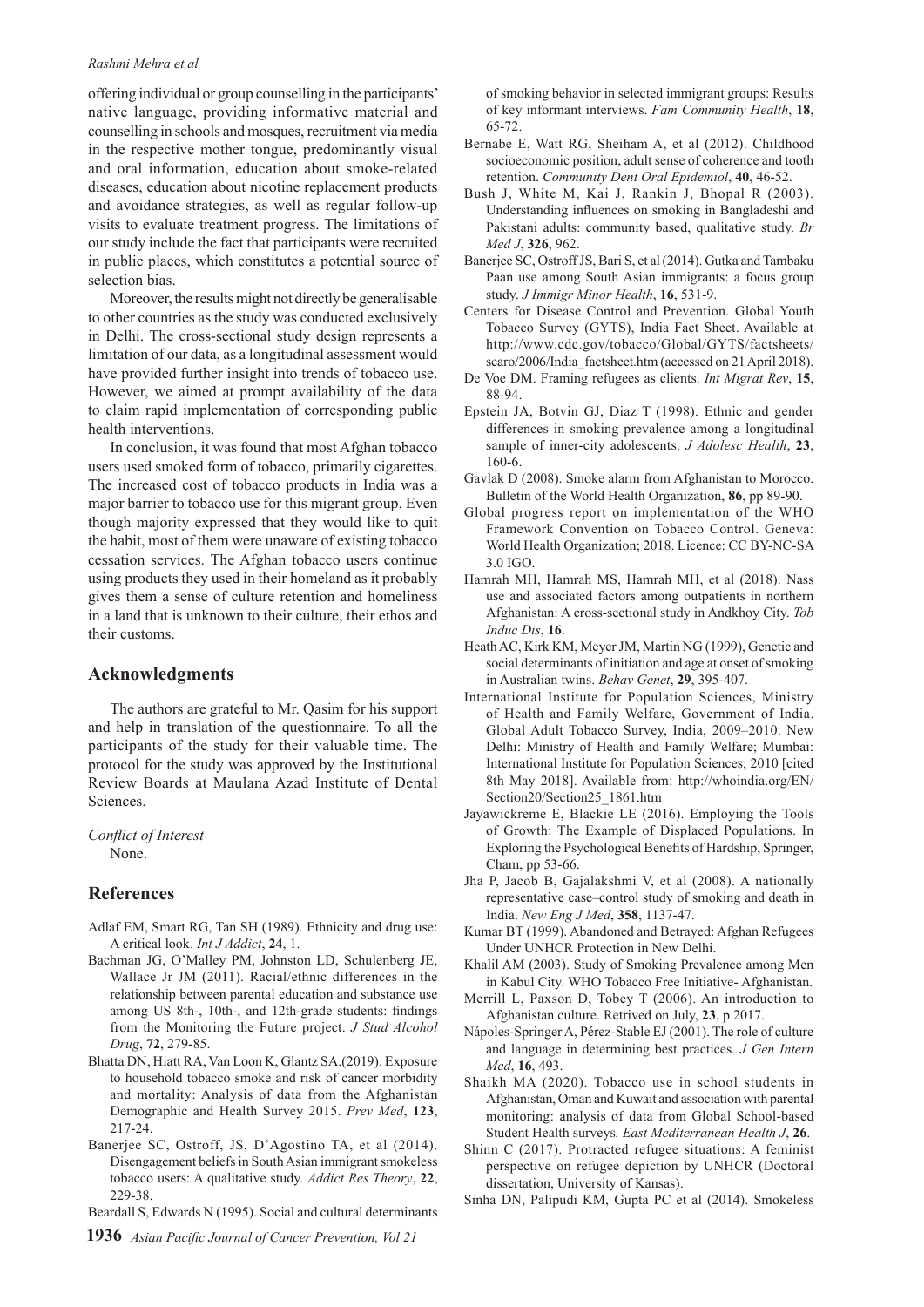offering individual or group counselling in the participants' native language, providing informative material and counselling in schools and mosques, recruitment via media in the respective mother tongue, predominantly visual and oral information, education about smoke-related diseases, education about nicotine replacement products and avoidance strategies, as well as regular follow-up visits to evaluate treatment progress. The limitations of our study include the fact that participants were recruited in public places, which constitutes a potential source of selection bias.

Moreover, the results might not directly be generalisable to other countries as the study was conducted exclusively in Delhi. The cross-sectional study design represents a limitation of our data, as a longitudinal assessment would have provided further insight into trends of tobacco use. However, we aimed at prompt availability of the data to claim rapid implementation of corresponding public health interventions.

In conclusion, it was found that most Afghan tobacco users used smoked form of tobacco, primarily cigarettes. The increased cost of tobacco products in India was a major barrier to tobacco use for this migrant group. Even though majority expressed that they would like to quit the habit, most of them were unaware of existing tobacco cessation services. The Afghan tobacco users continue using products they used in their homeland as it probably gives them a sense of culture retention and homeliness in a land that is unknown to their culture, their ethos and their customs.

## Acknowledgments

The authors are grateful to Mr. Qasim for his support and help in translation of the questionnaire. To all the participants of the study for their valuable time. The protocol for the study was approved by the Institutional Review Boards at Maulana Azad Institute of Dental Sciences.

*Conflict of Interest*

None.

## References

Adlaf EM, Smart RG, Tan SH (1989). Ethnicity and drug use: A critical look. *Int J Addict*, **24**, 1.

Bachman JG, O'Malley PM, Johnston LD, Schulenberg JE, Wallace Jr JM (2011). Racial/ethnic differences in the relationship between parental education and substance use among US 8th-, 10th-, and 12th-grade students: findings from the Monitoring the Future project. *J Stud Alcohol Drug*, **72**, 279-85.

Bhatta DN, Hiatt RA, Van Loon K, Glantz SA.(2019). Exposure to household tobacco smoke and risk of cancer morbidity and mortality: Analysis of data from the Afghanistan Demographic and Health Survey 2015. *Prev Med*, **123**, 217-24.

Banerjee SC, Ostroff, JS, D'Agostino TA, et al (2014). Disengagement beliefs in South Asian immigrant smokeless tobacco users: A qualitative study. *Addict Res Theory*, **22**, 229-38.

Beardall S, Edwards N (1995). Social and cultural determinants of smoking behavior in selected immigrant groups: Results of key informant interviews. *Fam Community Health*, **18**, 65-72.

Bernabé E, Watt RG, Sheiham A, et al (2012). Childhood socioeconomic position, adult sense of coherence and tooth retention. *Community Dent Oral Epidemiol*, **40**, 46-52.

Bush J, White M, Kai J, Rankin J, Bhopal R (2003). Understanding influences on smoking in Bangladeshi and Pakistani adults: community based, qualitative study. *Br Med J*, **326**, 962.

Banerjee SC, Ostroff JS, Bari S, et al (2014). Gutka and Tambaku Paan use among South Asian immigrants: a focus group study. *J Immigr Minor Health*, **16**, 531-9.

Centers for Disease Control and Prevention. Global Youth Tobacco Survey (GYTS), India Fact Sheet. Available at http://www.cdc.gov/tobacco/Global/GYTS/factsheets/searo/2006/India_factsheet.htm (accessed on 21 April 2018).

De Voe DM. Framing refugees as clients. *Int Migrat Rev*, **15**, 88-94.

Epstein JA, Botvin GJ, Diaz T (1998). Ethnic and gender differences in smoking prevalence among a longitudinal sample of inner-city adolescents. *J Adolesc Health*, **23**, 160-6.

Gavlak D (2008). Smoke alarm from Afghanistan to Morocco. Bulletin of the World Health Organization, **86**, pp 89-90.

Global progress report on implementation of the WHO Framework Convention on Tobacco Control. Geneva: World Health Organization; 2018. Licence: CC BY-NC-SA 3.0 IGO.

Hamrah MH, Hamrah MS, Hamrah MH, et al (2018). Nass use and associated factors among outpatients in northern Afghanistan: A cross-sectional study in Andkhoy City. *Tob Induc Dis*, **16**.

Heath AC, Kirk KM, Meyer JM, Martin NG (1999), Genetic and social determinants of initiation and age at onset of smoking in Australian twins. *Behav Genet*, **29**, 395-407.

International Institute for Population Sciences, Ministry of Health and Family Welfare, Government of India. Global Adult Tobacco Survey, India, 2009–2010. New Delhi: Ministry of Health and Family Welfare; Mumbai: International Institute for Population Sciences; 2010 [cited 8th May 2018]. Available from: http://whoindia.org/EN/Section20/Section25_1861.htm

Jayawickreme E, Blackie LE (2016). Employing the Tools of Growth: The Example of Displaced Populations. In Exploring the Psychological Benefits of Hardship, Springer, Cham, pp 53-66.

Jha P, Jacob B, Gajalakshmi V, et al (2008). A nationally representative case–control study of smoking and death in India. *New Eng J Med*, **358**, 1137-47.

Kumar BT (1999). Abandoned and Betrayed: Afghan Refugees Under UNHCR Protection in New Delhi.

Khalil AM (2003). Study of Smoking Prevalence among Men in Kabul City. WHO Tobacco Free Initiative- Afghanistan.

Merrill L, Paxson D, Tobey T (2006). An introduction to Afghanistan culture. Retrived on July, **23**, p 2017.

Nápoles-Springer A, Pérez-Stable EJ (2001). The role of culture and language in determining best practices. *J Gen Intern Med*, **16**, 493.

Shaikh MA (2020). Tobacco use in school students in Afghanistan, Oman and Kuwait and association with parental monitoring: analysis of data from Global School-based Student Health surveys*. East Mediterranean Health J*, **26**.

Shinn C (2017). Protracted refugee situations: A feminist perspective on refugee depiction by UNHCR (Doctoral dissertation, University of Kansas).

Sinha DN, Palipudi KM, Gupta PC et al (2014). Smokeless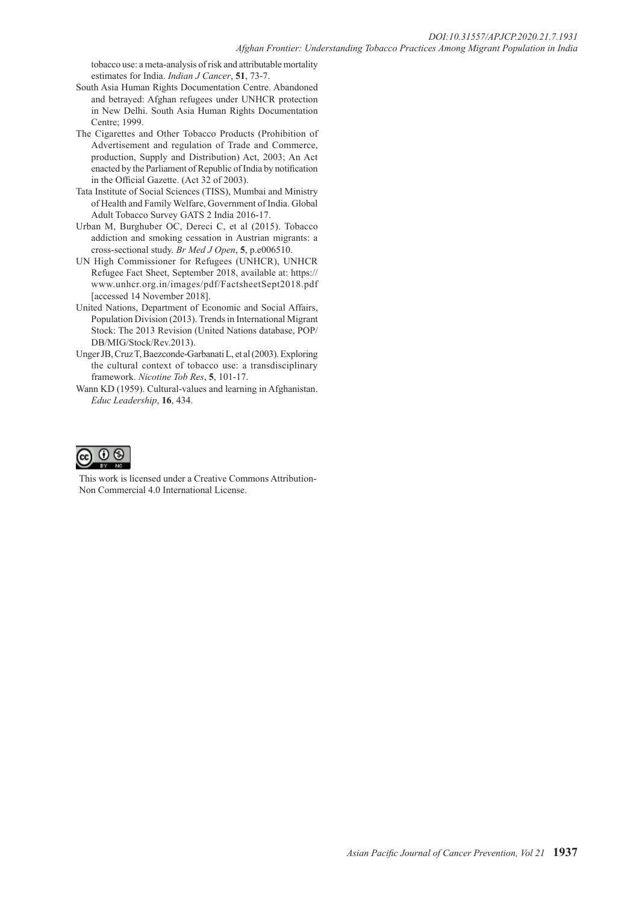tobacco use: a meta-analysis of risk and attributable mortality estimates for India. *Indian J Cancer*, **51**, 73-7.

South Asia Human Rights Documentation Centre. Abandoned and betrayed: Afghan refugees under UNHCR protection in New Delhi. South Asia Human Rights Documentation Centre; 1999.

The Cigarettes and Other Tobacco Products (Prohibition of Advertisement and regulation of Trade and Commerce, production, Supply and Distribution) Act, 2003; An Act enacted by the Parliament of Republic of India by notification in the Official Gazette. (Act 32 of 2003).

Tata Institute of Social Sciences (TISS), Mumbai and Ministry of Health and Family Welfare, Government of India. Global Adult Tobacco Survey GATS 2 India 2016-17.

Urban M, Burghuber OC, Dereci C, et al (2015). Tobacco addiction and smoking cessation in Austrian migrants: a cross-sectional study. *Br Med J Open*, **5**, p.e006510.

UN High Commissioner for Refugees (UNHCR), UNHCR Refugee Fact Sheet, September 2018, available at: https://www.unhcr.org.in/images/pdf/FactsheetSept2018.pdf [accessed 14 November 2018].

United Nations, Department of Economic and Social Affairs, Population Division (2013). Trends in International Migrant Stock: The 2013 Revision (United Nations database, POP/DB/MIG/Stock/Rev.2013).

Unger JB, Cruz T, Baezconde-Garbanati L, et al (2003). Exploring the cultural context of tobacco use: a transdisciplinary framework. *Nicotine Tob Res*, **5**, 101-17.

Wann KD (1959). Cultural-values and learning in Afghanistan. *Educ Leadership*, **16**, 434.

This work is licensed under a Creative Commons Attribution-Non Commercial 4.0 International License.